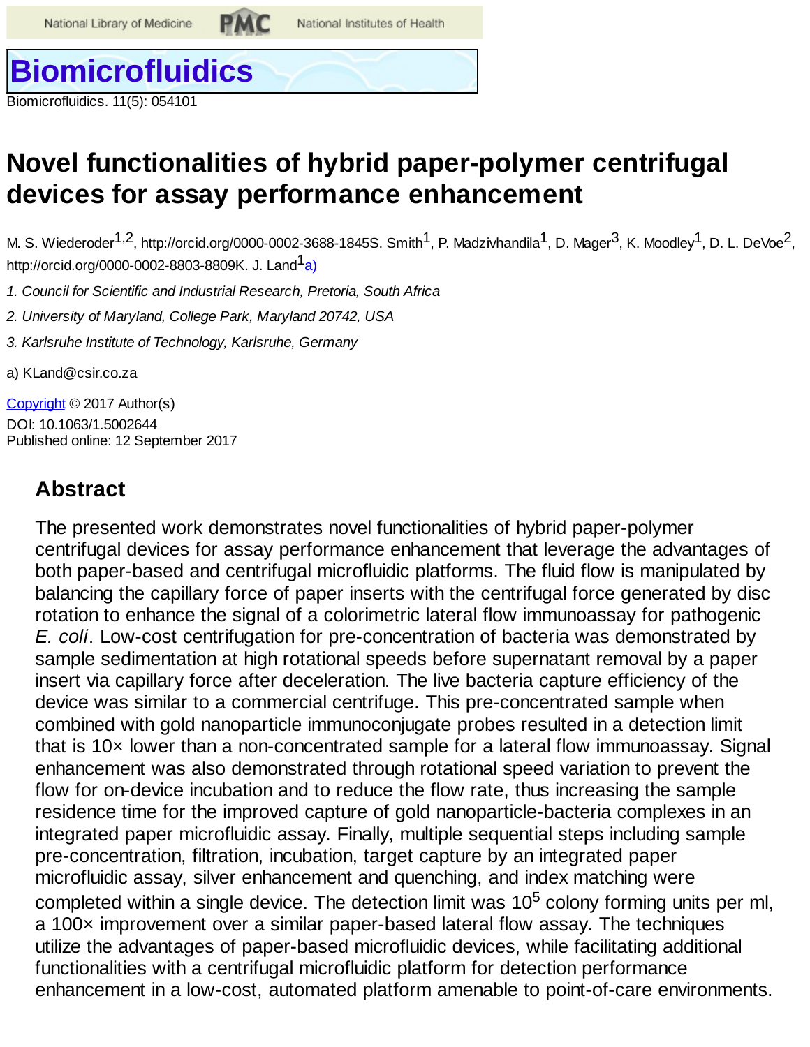Biomicrofluidics. 11(5): 054101

# Novel functionalities of hybrid paper-polymer centrifugal devices for assay performance enhancement

M. S. Wiederoder[1,2], http://orcid.org/0000-0002-3688-1845S. Smith[1], P. Madzivhandila[1], D. Mager[3], K. Moodley[1], D. L. DeVoe[2], http://orcid.org/0000-0002-8803-8809K. J. Land[1][a)]

*1. Council for Scientific and Industrial Research, Pretoria, South Africa*

*2. University of Maryland, College Park, Maryland 20742, USA*

*3. Karlsruhe Institute of Technology, Karlsruhe, Germany*

a) KLand@csir.co.za

Copyright © 2017 Author(s)

DOI: 10.1063/1.5002644

Published online: 12 September 2017

## Abstract

The presented work demonstrates novel functionalities of hybrid paper-polymer centrifugal devices for assay performance enhancement that leverage the advantages of both paper-based and centrifugal microfluidic platforms. The fluid flow is manipulated by balancing the capillary force of paper inserts with the centrifugal force generated by disc rotation to enhance the signal of a colorimetric lateral flow immunoassay for pathogenic *E. coli*. Low-cost centrifugation for pre-concentration of bacteria was demonstrated by sample sedimentation at high rotational speeds before supernatant removal by a paper insert via capillary force after deceleration. The live bacteria capture efficiency of the device was similar to a commercial centrifuge. This pre-concentrated sample when combined with gold nanoparticle immunoconjugate probes resulted in a detection limit that is 10× lower than a non-concentrated sample for a lateral flow immunoassay. Signal enhancement was also demonstrated through rotational speed variation to prevent the flow for on-device incubation and to reduce the flow rate, thus increasing the sample residence time for the improved capture of gold nanoparticle-bacteria complexes in an integrated paper microfluidic assay. Finally, multiple sequential steps including sample pre-concentration, filtration, incubation, target capture by an integrated paper microfluidic assay, silver enhancement and quenching, and index matching were completed within a single device. The detection limit was $10^5$ colony forming units per ml, a 100× improvement over a similar paper-based lateral flow assay. The techniques utilize the advantages of paper-based microfluidic devices, while facilitating additional functionalities with a centrifugal microfluidic platform for detection performance enhancement in a low-cost, automated platform amenable to point-of-care environments.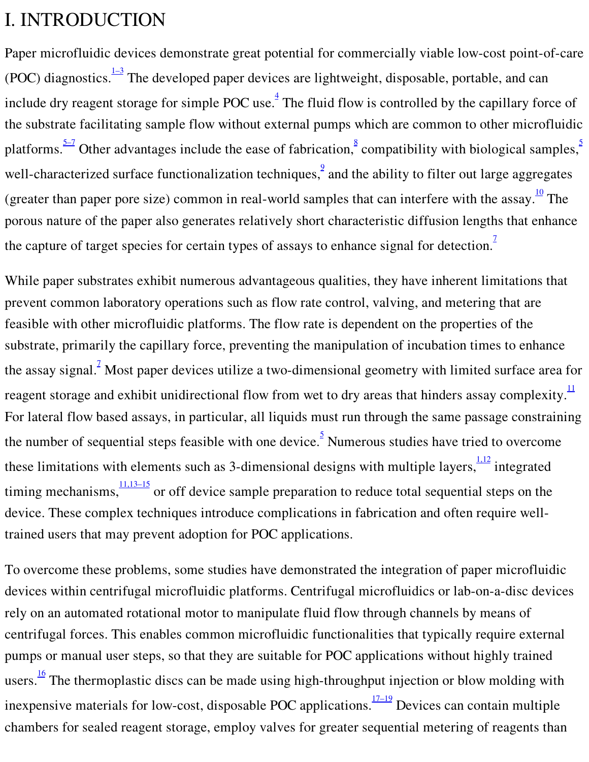# I. INTRODUCTION

Paper microfluidic devices demonstrate great potential for commercially viable low-cost point-of-care (POC) diagnostics.[1–3] The developed paper devices are lightweight, disposable, portable, and can include dry reagent storage for simple POC use.[4] The fluid flow is controlled by the capillary force of the substrate facilitating sample flow without external pumps which are common to other microfluidic platforms.[5–7] Other advantages include the ease of fabrication,[8] compatibility with biological samples,[5] well-characterized surface functionalization techniques,[9] and the ability to filter out large aggregates (greater than paper pore size) common in real-world samples that can interfere with the assay.[10] The porous nature of the paper also generates relatively short characteristic diffusion lengths that enhance the capture of target species for certain types of assays to enhance signal for detection.[7]

While paper substrates exhibit numerous advantageous qualities, they have inherent limitations that prevent common laboratory operations such as flow rate control, valving, and metering that are feasible with other microfluidic platforms. The flow rate is dependent on the properties of the substrate, primarily the capillary force, preventing the manipulation of incubation times to enhance the assay signal.[7] Most paper devices utilize a two-dimensional geometry with limited surface area for reagent storage and exhibit unidirectional flow from wet to dry areas that hinders assay complexity.[11] For lateral flow based assays, in particular, all liquids must run through the same passage constraining the number of sequential steps feasible with one device.[5] Numerous studies have tried to overcome these limitations with elements such as 3-dimensional designs with multiple layers,[1,12] integrated timing mechanisms,[11,13–15] or off device sample preparation to reduce total sequential steps on the device. These complex techniques introduce complications in fabrication and often require well-trained users that may prevent adoption for POC applications.

To overcome these problems, some studies have demonstrated the integration of paper microfluidic devices within centrifugal microfluidic platforms. Centrifugal microfluidics or lab-on-a-disc devices rely on an automated rotational motor to manipulate fluid flow through channels by means of centrifugal forces. This enables common microfluidic functionalities that typically require external pumps or manual user steps, so that they are suitable for POC applications without highly trained users.[16] The thermoplastic discs can be made using high-throughput injection or blow molding with inexpensive materials for low-cost, disposable POC applications.[17–19] Devices can contain multiple chambers for sealed reagent storage, employ valves for greater sequential metering of reagents than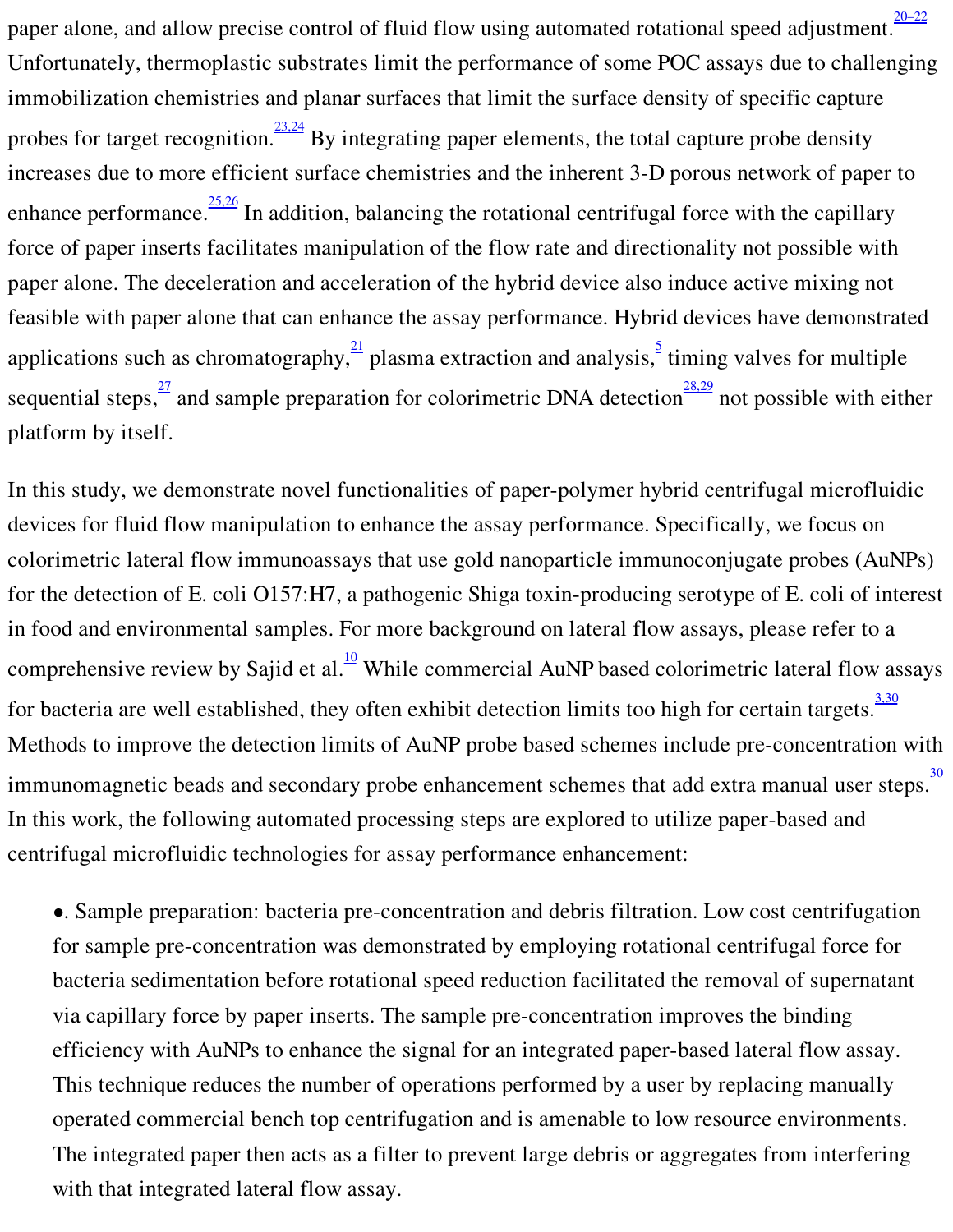paper alone, and allow precise control of fluid flow using automated rotational speed adjustment.[20–22] Unfortunately, thermoplastic substrates limit the performance of some POC assays due to challenging immobilization chemistries and planar surfaces that limit the surface density of specific capture probes for target recognition.[23,24] By integrating paper elements, the total capture probe density increases due to more efficient surface chemistries and the inherent 3-D porous network of paper to enhance performance.[25,26] In addition, balancing the rotational centrifugal force with the capillary force of paper inserts facilitates manipulation of the flow rate and directionality not possible with paper alone. The deceleration and acceleration of the hybrid device also induce active mixing not feasible with paper alone that can enhance the assay performance. Hybrid devices have demonstrated applications such as chromatography,[21] plasma extraction and analysis,[5] timing valves for multiple sequential steps,[27] and sample preparation for colorimetric DNA detection[28,29] not possible with either platform by itself.

In this study, we demonstrate novel functionalities of paper-polymer hybrid centrifugal microfluidic devices for fluid flow manipulation to enhance the assay performance. Specifically, we focus on colorimetric lateral flow immunoassays that use gold nanoparticle immunoconjugate probes (AuNPs) for the detection of E. coli O157:H7, a pathogenic Shiga toxin-producing serotype of E. coli of interest in food and environmental samples. For more background on lateral flow assays, please refer to a comprehensive review by Sajid et al.[10] While commercial AuNP based colorimetric lateral flow assays for bacteria are well established, they often exhibit detection limits too high for certain targets.[3,30] Methods to improve the detection limits of AuNP probe based schemes include pre-concentration with immunomagnetic beads and secondary probe enhancement schemes that add extra manual user steps.[30] In this work, the following automated processing steps are explored to utilize paper-based and centrifugal microfluidic technologies for assay performance enhancement:

- •. Sample preparation: bacteria pre-concentration and debris filtration. Low cost centrifugation for sample pre-concentration was demonstrated by employing rotational centrifugal force for bacteria sedimentation before rotational speed reduction facilitated the removal of supernatant via capillary force by paper inserts. The sample pre-concentration improves the binding efficiency with AuNPs to enhance the signal for an integrated paper-based lateral flow assay. This technique reduces the number of operations performed by a user by replacing manually operated commercial bench top centrifugation and is amenable to low resource environments. The integrated paper then acts as a filter to prevent large debris or aggregates from interfering with that integrated lateral flow assay.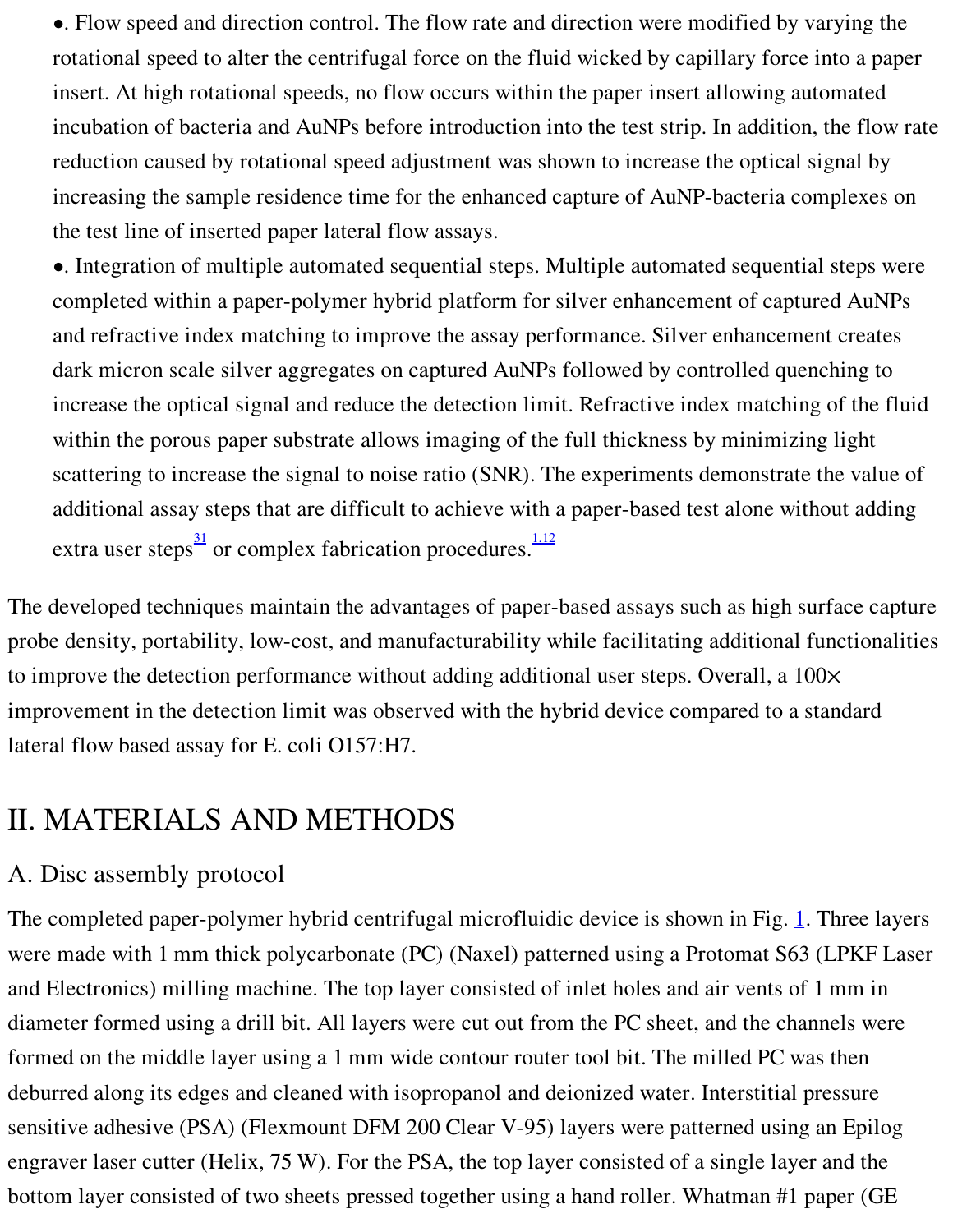- Flow speed and direction control. The flow rate and direction were modified by varying the rotational speed to alter the centrifugal force on the fluid wicked by capillary force into a paper insert. At high rotational speeds, no flow occurs within the paper insert allowing automated incubation of bacteria and AuNPs before introduction into the test strip. In addition, the flow rate reduction caused by rotational speed adjustment was shown to increase the optical signal by increasing the sample residence time for the enhanced capture of AuNP-bacteria complexes on the test line of inserted paper lateral flow assays.
- Integration of multiple automated sequential steps. Multiple automated sequential steps were completed within a paper-polymer hybrid platform for silver enhancement of captured AuNPs and refractive index matching to improve the assay performance. Silver enhancement creates dark micron scale silver aggregates on captured AuNPs followed by controlled quenching to increase the optical signal and reduce the detection limit. Refractive index matching of the fluid within the porous paper substrate allows imaging of the full thickness by minimizing light scattering to increase the signal to noise ratio (SNR). The experiments demonstrate the value of additional assay steps that are difficult to achieve with a paper-based test alone without adding extra user steps[31] or complex fabrication procedures.[1,12]

The developed techniques maintain the advantages of paper-based assays such as high surface capture probe density, portability, low-cost, and manufacturability while facilitating additional functionalities to improve the detection performance without adding additional user steps. Overall, a 100× improvement in the detection limit was observed with the hybrid device compared to a standard lateral flow based assay for E. coli O157:H7.

# II. MATERIALS AND METHODS

## A. Disc assembly protocol

The completed paper-polymer hybrid centrifugal microfluidic device is shown in Fig. 1. Three layers were made with 1 mm thick polycarbonate (PC) (Naxel) patterned using a Protomat S63 (LPKF Laser and Electronics) milling machine. The top layer consisted of inlet holes and air vents of 1 mm in diameter formed using a drill bit. All layers were cut out from the PC sheet, and the channels were formed on the middle layer using a 1 mm wide contour router tool bit. The milled PC was then deburred along its edges and cleaned with isopropanol and deionized water. Interstitial pressure sensitive adhesive (PSA) (Flexmount DFM 200 Clear V-95) layers were patterned using an Epilog engraver laser cutter (Helix, 75 W). For the PSA, the top layer consisted of a single layer and the bottom layer consisted of two sheets pressed together using a hand roller. Whatman #1 paper (GE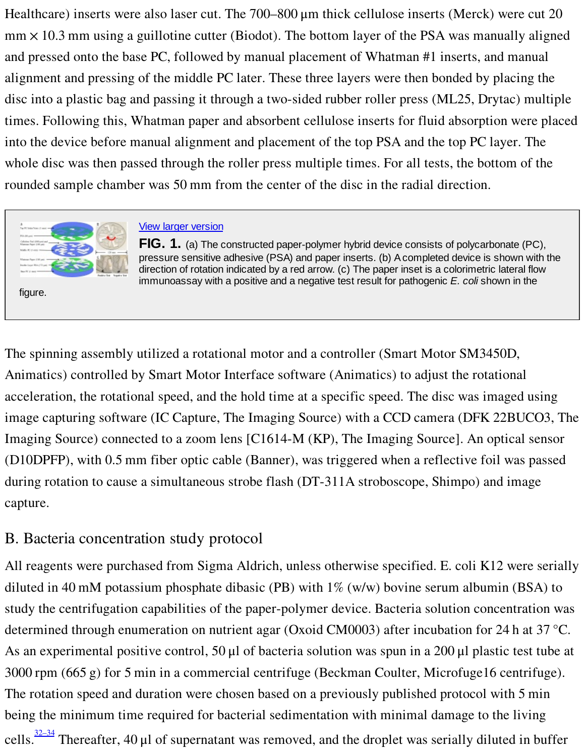Healthcare) inserts were also laser cut. The 700–800 μm thick cellulose inserts (Merck) were cut 20 mm × 10.3 mm using a guillotine cutter (Biodot). The bottom layer of the PSA was manually aligned and pressed onto the base PC, followed by manual placement of Whatman #1 inserts, and manual alignment and pressing of the middle PC later. These three layers were then bonded by placing the disc into a plastic bag and passing it through a two-sided rubber roller press (ML25, Drytac) multiple times. Following this, Whatman paper and absorbent cellulose inserts for fluid absorption were placed into the device before manual alignment and placement of the top PSA and the top PC layer. The whole disc was then passed through the roller press multiple times. For all tests, the bottom of the rounded sample chamber was 50 mm from the center of the disc in the radial direction.

View larger version

**FIG. 1.** (a) The constructed paper-polymer hybrid device consists of polycarbonate (PC), pressure sensitive adhesive (PSA) and paper inserts. (b) A completed device is shown with the direction of rotation indicated by a red arrow. (c) The paper inset is a colorimetric lateral flow immunoassay with a positive and a negative test result for pathogenic *E. coli* shown in the figure.

The spinning assembly utilized a rotational motor and a controller (Smart Motor SM3450D, Animatics) controlled by Smart Motor Interface software (Animatics) to adjust the rotational acceleration, the rotational speed, and the hold time at a specific speed. The disc was imaged using image capturing software (IC Capture, The Imaging Source) with a CCD camera (DFK 22BUCO3, The Imaging Source) connected to a zoom lens [C1614-M (KP), The Imaging Source]. An optical sensor (D10DPFP), with 0.5 mm fiber optic cable (Banner), was triggered when a reflective foil was passed during rotation to cause a simultaneous strobe flash (DT-311A stroboscope, Shimpo) and image capture.

## B. Bacteria concentration study protocol

All reagents were purchased from Sigma Aldrich, unless otherwise specified. E. coli K12 were serially diluted in 40 mM potassium phosphate dibasic (PB) with 1% (w/w) bovine serum albumin (BSA) to study the centrifugation capabilities of the paper-polymer device. Bacteria solution concentration was determined through enumeration on nutrient agar (Oxoid CM0003) after incubation for 24 h at 37 °C. As an experimental positive control, 50 μl of bacteria solution was spun in a 200 μl plastic test tube at 3000 rpm (665 g) for 5 min in a commercial centrifuge (Beckman Coulter, Microfuge16 centrifuge). The rotation speed and duration were chosen based on a previously published protocol with 5 min being the minimum time required for bacterial sedimentation with minimal damage to the living cells.[32–34] Thereafter, 40 μl of supernatant was removed, and the droplet was serially diluted in buffer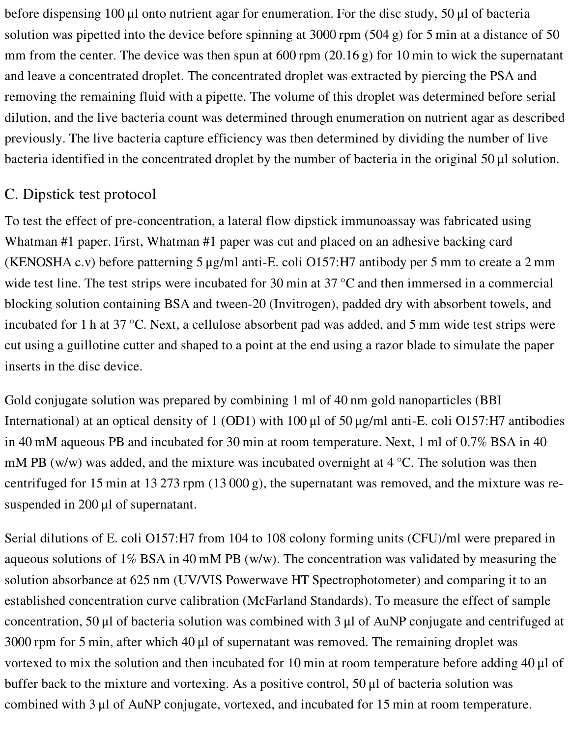before dispensing 100 µl onto nutrient agar for enumeration. For the disc study, 50 µl of bacteria solution was pipetted into the device before spinning at 3000 rpm (504 g) for 5 min at a distance of 50 mm from the center. The device was then spun at 600 rpm (20.16 g) for 10 min to wick the supernatant and leave a concentrated droplet. The concentrated droplet was extracted by piercing the PSA and removing the remaining fluid with a pipette. The volume of this droplet was determined before serial dilution, and the live bacteria count was determined through enumeration on nutrient agar as described previously. The live bacteria capture efficiency was then determined by dividing the number of live bacteria identified in the concentrated droplet by the number of bacteria in the original 50 µl solution.

## C. Dipstick test protocol

To test the effect of pre-concentration, a lateral flow dipstick immunoassay was fabricated using Whatman #1 paper. First, Whatman #1 paper was cut and placed on an adhesive backing card (KENOSHA c.v) before patterning 5 µg/ml anti-E. coli O157:H7 antibody per 5 mm to create a 2 mm wide test line. The test strips were incubated for 30 min at 37 °C and then immersed in a commercial blocking solution containing BSA and tween-20 (Invitrogen), padded dry with absorbent towels, and incubated for 1 h at 37 °C. Next, a cellulose absorbent pad was added, and 5 mm wide test strips were cut using a guillotine cutter and shaped to a point at the end using a razor blade to simulate the paper inserts in the disc device.

Gold conjugate solution was prepared by combining 1 ml of 40 nm gold nanoparticles (BBI International) at an optical density of 1 (OD1) with 100 µl of 50 µg/ml anti-E. coli O157:H7 antibodies in 40 mM aqueous PB and incubated for 30 min at room temperature. Next, 1 ml of 0.7% BSA in 40 mM PB (w/w) was added, and the mixture was incubated overnight at 4 °C. The solution was then centrifuged for 15 min at 13 273 rpm (13 000 g), the supernatant was removed, and the mixture was re-suspended in 200 µl of supernatant.

Serial dilutions of E. coli O157:H7 from $10^4$ to $10^8$ colony forming units (CFU)/ml were prepared in aqueous solutions of 1% BSA in 40 mM PB (w/w). The concentration was validated by measuring the solution absorbance at 625 nm (UV/VIS Powerwave HT Spectrophotometer) and comparing it to an established concentration curve calibration (McFarland Standards). To measure the effect of sample concentration, 50 µl of bacteria solution was combined with 3 µl of AuNP conjugate and centrifuged at 3000 rpm for 5 min, after which 40 µl of supernatant was removed. The remaining droplet was vortexed to mix the solution and then incubated for 10 min at room temperature before adding 40 µl of buffer back to the mixture and vortexing. As a positive control, 50 µl of bacteria solution was combined with 3 µl of AuNP conjugate, vortexed, and incubated for 15 min at room temperature.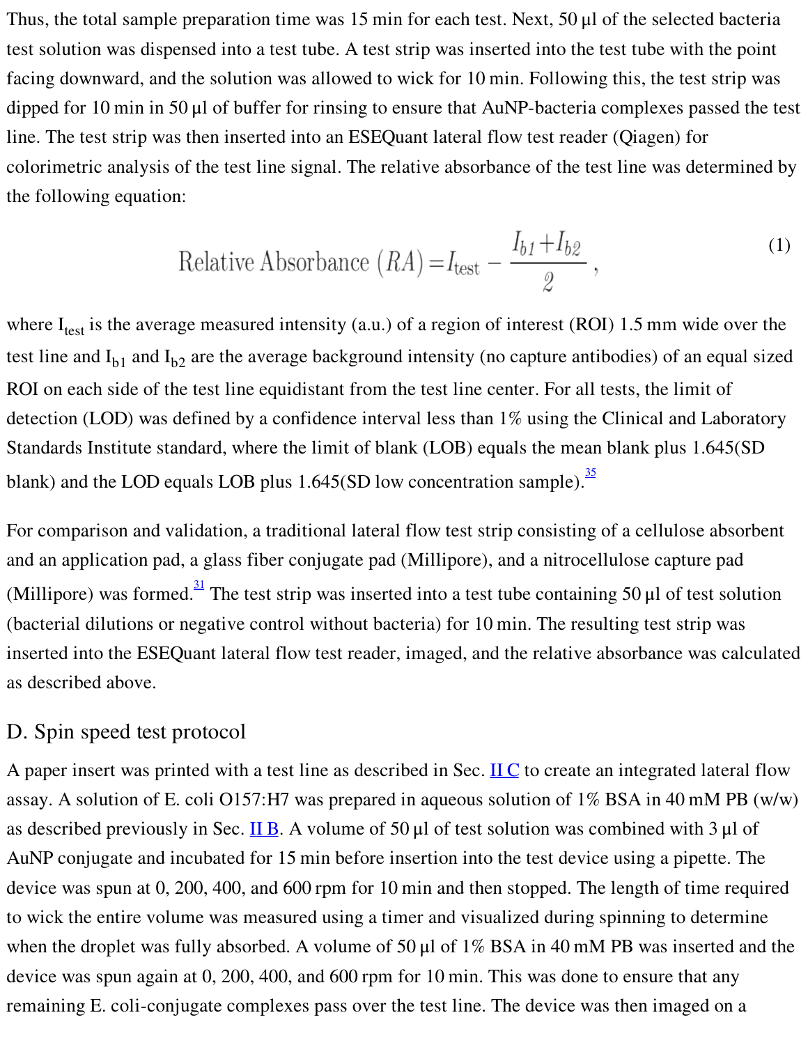Thus, the total sample preparation time was 15 min for each test. Next, 50 µl of the selected bacteria test solution was dispensed into a test tube. A test strip was inserted into the test tube with the point facing downward, and the solution was allowed to wick for 10 min. Following this, the test strip was dipped for 10 min in 50 µl of buffer for rinsing to ensure that AuNP-bacteria complexes passed the test line. The test strip was then inserted into an ESEQuant lateral flow test reader (Qiagen) for colorimetric analysis of the test line signal. The relative absorbance of the test line was determined by the following equation:

$$\text{Relative Absorbance } (RA) = I_{\text{test}} - \frac{I_{b1} + I_{b2}}{2}, \tag{1}$$

where $I_{\text{test}}$ is the average measured intensity (a.u.) of a region of interest (ROI) 1.5 mm wide over the test line and $I_{b1}$ and $I_{b2}$ are the average background intensity (no capture antibodies) of an equal sized ROI on each side of the test line equidistant from the test line center. For all tests, the limit of detection (LOD) was defined by a confidence interval less than 1% using the Clinical and Laboratory Standards Institute standard, where the limit of blank (LOB) equals the mean blank plus 1.645(SD blank) and the LOD equals LOB plus 1.645(SD low concentration sample).[35]

For comparison and validation, a traditional lateral flow test strip consisting of a cellulose absorbent and an application pad, a glass fiber conjugate pad (Millipore), and a nitrocellulose capture pad (Millipore) was formed.[31] The test strip was inserted into a test tube containing 50 µl of test solution (bacterial dilutions or negative control without bacteria) for 10 min. The resulting test strip was inserted into the ESEQuant lateral flow test reader, imaged, and the relative absorbance was calculated as described above.

## D. Spin speed test protocol

A paper insert was printed with a test line as described in Sec. II C to create an integrated lateral flow assay. A solution of E. coli O157:H7 was prepared in aqueous solution of 1% BSA in 40 mM PB (w/w) as described previously in Sec. II B. A volume of 50 µl of test solution was combined with 3 µl of AuNP conjugate and incubated for 15 min before insertion into the test device using a pipette. The device was spun at 0, 200, 400, and 600 rpm for 10 min and then stopped. The length of time required to wick the entire volume was measured using a timer and visualized during spinning to determine when the droplet was fully absorbed. A volume of 50 µl of 1% BSA in 40 mM PB was inserted and the device was spun again at 0, 200, 400, and 600 rpm for 10 min. This was done to ensure that any remaining E. coli-conjugate complexes pass over the test line. The device was then imaged on a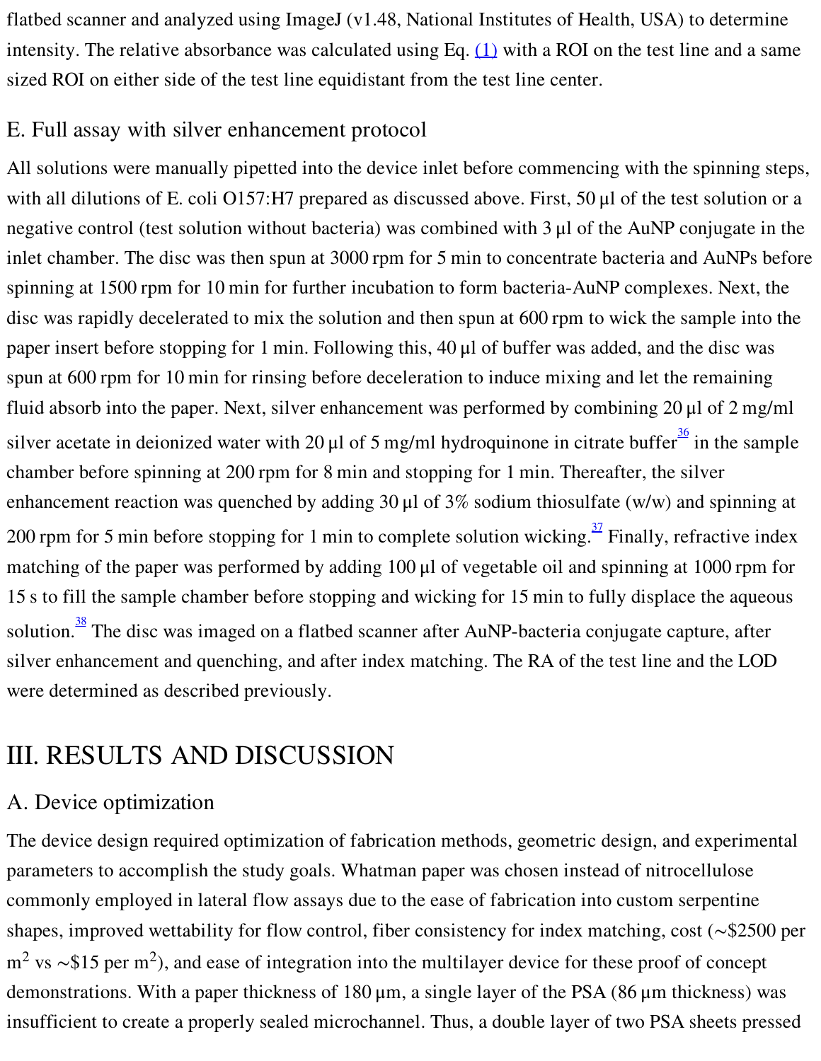flatbed scanner and analyzed using ImageJ (v1.48, National Institutes of Health, USA) to determine intensity. The relative absorbance was calculated using Eq. (1) with a ROI on the test line and a same sized ROI on either side of the test line equidistant from the test line center.

## E. Full assay with silver enhancement protocol

All solutions were manually pipetted into the device inlet before commencing with the spinning steps, with all dilutions of E. coli O157:H7 prepared as discussed above. First, 50 μl of the test solution or a negative control (test solution without bacteria) was combined with 3 μl of the AuNP conjugate in the inlet chamber. The disc was then spun at 3000 rpm for 5 min to concentrate bacteria and AuNPs before spinning at 1500 rpm for 10 min for further incubation to form bacteria-AuNP complexes. Next, the disc was rapidly decelerated to mix the solution and then spun at 600 rpm to wick the sample into the paper insert before stopping for 1 min. Following this, 40 μl of buffer was added, and the disc was spun at 600 rpm for 10 min for rinsing before deceleration to induce mixing and let the remaining fluid absorb into the paper. Next, silver enhancement was performed by combining 20 μl of 2 mg/ml silver acetate in deionized water with 20 μl of 5 mg/ml hydroquinone in citrate buffer[36] in the sample chamber before spinning at 200 rpm for 8 min and stopping for 1 min. Thereafter, the silver enhancement reaction was quenched by adding 30 μl of 3% sodium thiosulfate (w/w) and spinning at 200 rpm for 5 min before stopping for 1 min to complete solution wicking.[37] Finally, refractive index matching of the paper was performed by adding 100 μl of vegetable oil and spinning at 1000 rpm for 15 s to fill the sample chamber before stopping and wicking for 15 min to fully displace the aqueous solution.[38] The disc was imaged on a flatbed scanner after AuNP-bacteria conjugate capture, after silver enhancement and quenching, and after index matching. The RA of the test line and the LOD were determined as described previously.

# III. RESULTS AND DISCUSSION

## A. Device optimization

The device design required optimization of fabrication methods, geometric design, and experimental parameters to accomplish the study goals. Whatman paper was chosen instead of nitrocellulose commonly employed in lateral flow assays due to the ease of fabrication into custom serpentine shapes, improved wettability for flow control, fiber consistency for index matching, cost (∼\$2500 per $m^2$ vs ∼\$15 per $m^2$), and ease of integration into the multilayer device for these proof of concept demonstrations. With a paper thickness of 180 μm, a single layer of the PSA (86 μm thickness) was insufficient to create a properly sealed microchannel. Thus, a double layer of two PSA sheets pressed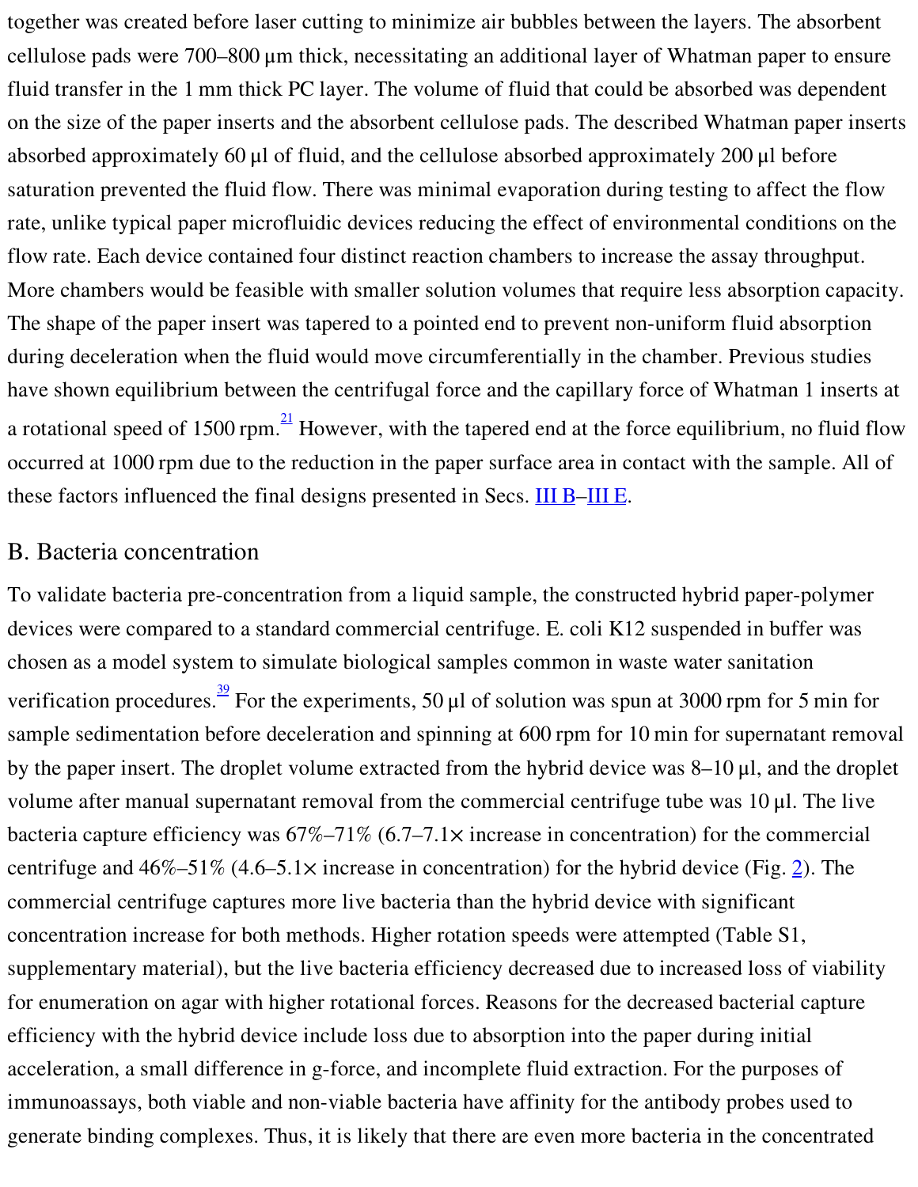together was created before laser cutting to minimize air bubbles between the layers. The absorbent cellulose pads were 700–800 μm thick, necessitating an additional layer of Whatman paper to ensure fluid transfer in the 1 mm thick PC layer. The volume of fluid that could be absorbed was dependent on the size of the paper inserts and the absorbent cellulose pads. The described Whatman paper inserts absorbed approximately 60 μl of fluid, and the cellulose absorbed approximately 200 μl before saturation prevented the fluid flow. There was minimal evaporation during testing to affect the flow rate, unlike typical paper microfluidic devices reducing the effect of environmental conditions on the flow rate. Each device contained four distinct reaction chambers to increase the assay throughput. More chambers would be feasible with smaller solution volumes that require less absorption capacity. The shape of the paper insert was tapered to a pointed end to prevent non-uniform fluid absorption during deceleration when the fluid would move circumferentially in the chamber. Previous studies have shown equilibrium between the centrifugal force and the capillary force of Whatman 1 inserts at a rotational speed of 1500 rpm.[21] However, with the tapered end at the force equilibrium, no fluid flow occurred at 1000 rpm due to the reduction in the paper surface area in contact with the sample. All of these factors influenced the final designs presented in Secs. III B–III E.

## B. Bacteria concentration

To validate bacteria pre-concentration from a liquid sample, the constructed hybrid paper-polymer devices were compared to a standard commercial centrifuge. E. coli K12 suspended in buffer was chosen as a model system to simulate biological samples common in waste water sanitation verification procedures.[39] For the experiments, 50 μl of solution was spun at 3000 rpm for 5 min for sample sedimentation before deceleration and spinning at 600 rpm for 10 min for supernatant removal by the paper insert. The droplet volume extracted from the hybrid device was 8–10 μl, and the droplet volume after manual supernatant removal from the commercial centrifuge tube was 10 μl. The live bacteria capture efficiency was 67%–71% (6.7–7.1× increase in concentration) for the commercial centrifuge and 46%–51% (4.6–5.1× increase in concentration) for the hybrid device (Fig. 2). The commercial centrifuge captures more live bacteria than the hybrid device with significant concentration increase for both methods. Higher rotation speeds were attempted (Table S1, supplementary material), but the live bacteria efficiency decreased due to increased loss of viability for enumeration on agar with higher rotational forces. Reasons for the decreased bacterial capture efficiency with the hybrid device include loss due to absorption into the paper during initial acceleration, a small difference in g-force, and incomplete fluid extraction. For the purposes of immunoassays, both viable and non-viable bacteria have affinity for the antibody probes used to generate binding complexes. Thus, it is likely that there are even more bacteria in the concentrated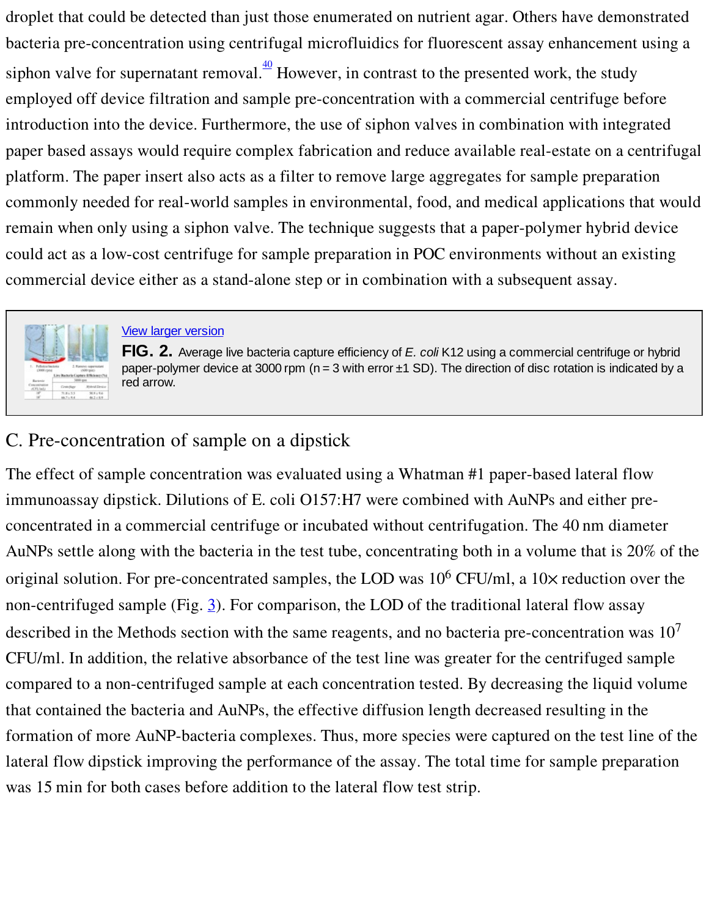droplet that could be detected than just those enumerated on nutrient agar. Others have demonstrated bacteria pre-concentration using centrifugal microfluidics for fluorescent assay enhancement using a siphon valve for supernatant removal.[40] However, in contrast to the presented work, the study employed off device filtration and sample pre-concentration with a commercial centrifuge before introduction into the device. Furthermore, the use of siphon valves in combination with integrated paper based assays would require complex fabrication and reduce available real-estate on a centrifugal platform. The paper insert also acts as a filter to remove large aggregates for sample preparation commonly needed for real-world samples in environmental, food, and medical applications that would remain when only using a siphon valve. The technique suggests that a paper-polymer hybrid device could act as a low-cost centrifuge for sample preparation in POC environments without an existing commercial device either as a stand-alone step or in combination with a subsequent assay.

View larger version

**FIG. 2.** Average live bacteria capture efficiency of *E. coli* K12 using a commercial centrifuge or hybrid paper-polymer device at 3000 rpm (n = 3 with error ±1 SD). The direction of disc rotation is indicated by a red arrow.

## C. Pre-concentration of sample on a dipstick

The effect of sample concentration was evaluated using a Whatman #1 paper-based lateral flow immunoassay dipstick. Dilutions of E. coli O157:H7 were combined with AuNPs and either pre-concentrated in a commercial centrifuge or incubated without centrifugation. The 40 nm diameter AuNPs settle along with the bacteria in the test tube, concentrating both in a volume that is 20% of the original solution. For pre-concentrated samples, the LOD was $10^6$ CFU/ml, a 10× reduction over the non-centrifuged sample (Fig. 3). For comparison, the LOD of the traditional lateral flow assay described in the Methods section with the same reagents, and no bacteria pre-concentration was $10^7$ CFU/ml. In addition, the relative absorbance of the test line was greater for the centrifuged sample compared to a non-centrifuged sample at each concentration tested. By decreasing the liquid volume that contained the bacteria and AuNPs, the effective diffusion length decreased resulting in the formation of more AuNP-bacteria complexes. Thus, more species were captured on the test line of the lateral flow dipstick improving the performance of the assay. The total time for sample preparation was 15 min for both cases before addition to the lateral flow test strip.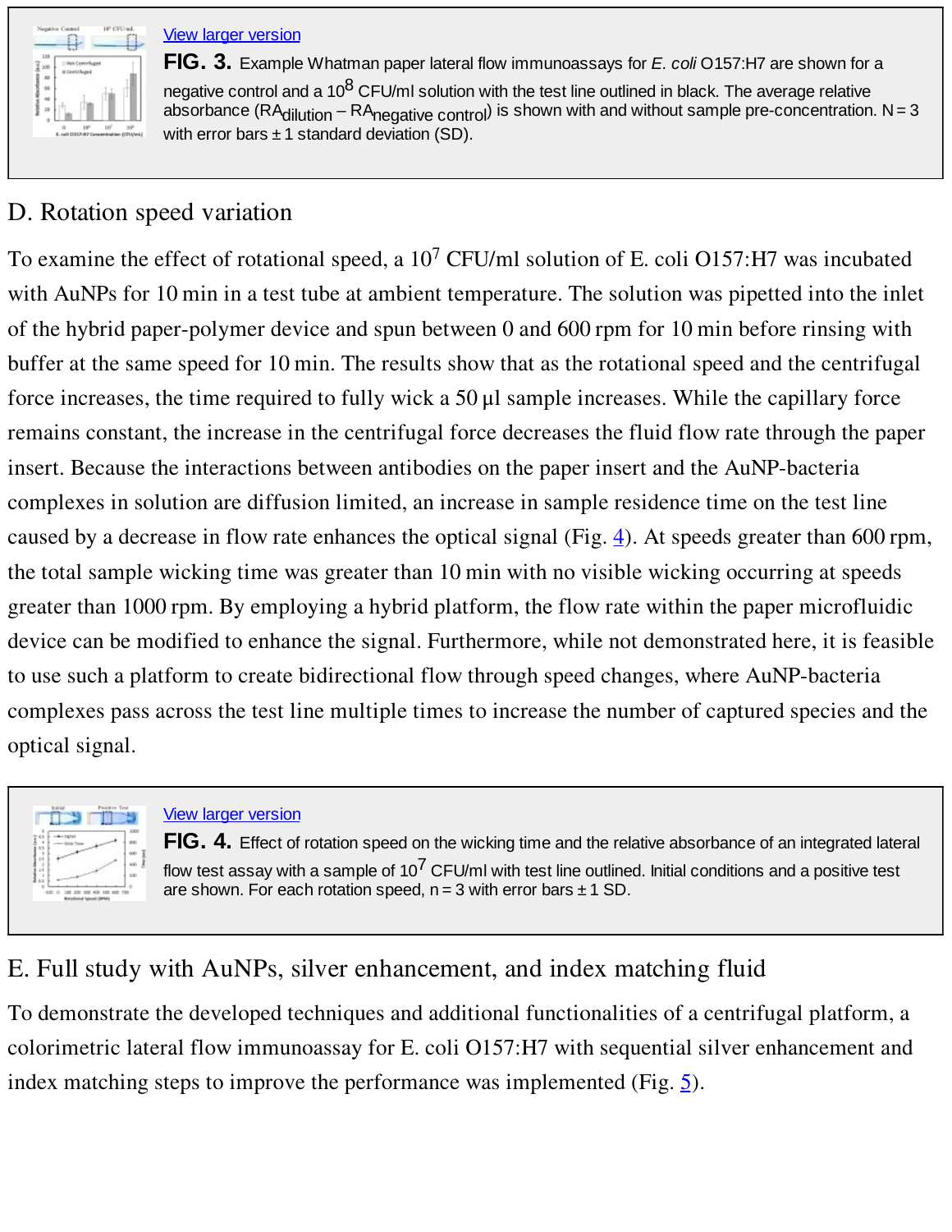View larger version

**FIG. 3.** Example Whatman paper lateral flow immunoassays for *E. coli* O157:H7 are shown for a negative control and a $10^8$ CFU/ml solution with the test line outlined in black. The average relative absorbance ($RA_{dilution} - RA_{negative\ control}$) is shown with and without sample pre-concentration. N = 3 with error bars ± 1 standard deviation (SD).

## D. Rotation speed variation

To examine the effect of rotational speed, a $10^7$ CFU/ml solution of E. coli O157:H7 was incubated with AuNPs for 10 min in a test tube at ambient temperature. The solution was pipetted into the inlet of the hybrid paper-polymer device and spun between 0 and 600 rpm for 10 min before rinsing with buffer at the same speed for 10 min. The results show that as the rotational speed and the centrifugal force increases, the time required to fully wick a 50 µl sample increases. While the capillary force remains constant, the increase in the centrifugal force decreases the fluid flow rate through the paper insert. Because the interactions between antibodies on the paper insert and the AuNP-bacteria complexes in solution are diffusion limited, an increase in sample residence time on the test line caused by a decrease in flow rate enhances the optical signal (Fig. 4). At speeds greater than 600 rpm, the total sample wicking time was greater than 10 min with no visible wicking occurring at speeds greater than 1000 rpm. By employing a hybrid platform, the flow rate within the paper microfluidic device can be modified to enhance the signal. Furthermore, while not demonstrated here, it is feasible to use such a platform to create bidirectional flow through speed changes, where AuNP-bacteria complexes pass across the test line multiple times to increase the number of captured species and the optical signal.

View larger version

**FIG. 4.** Effect of rotation speed on the wicking time and the relative absorbance of an integrated lateral flow test assay with a sample of $10^7$ CFU/ml with test line outlined. Initial conditions and a positive test are shown. For each rotation speed, n = 3 with error bars ± 1 SD.

## E. Full study with AuNPs, silver enhancement, and index matching fluid

To demonstrate the developed techniques and additional functionalities of a centrifugal platform, a colorimetric lateral flow immunoassay for E. coli O157:H7 with sequential silver enhancement and index matching steps to improve the performance was implemented (Fig. 5).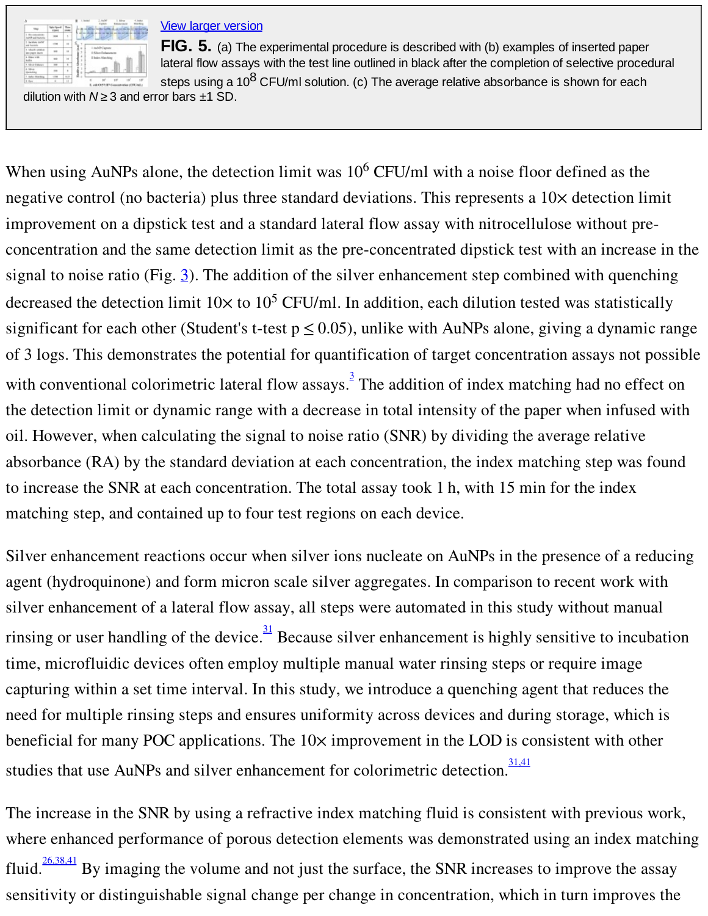View larger version

**FIG. 5.** (a) The experimental procedure is described with (b) examples of inserted paper lateral flow assays with the test line outlined in black after the completion of selective procedural steps using a $10^8$ CFU/ml solution. (c) The average relative absorbance is shown for each dilution with $N \geq 3$ and error bars ±1 SD.

When using AuNPs alone, the detection limit was $10^6$ CFU/ml with a noise floor defined as the negative control (no bacteria) plus three standard deviations. This represents a 10× detection limit improvement on a dipstick test and a standard lateral flow assay with nitrocellulose without pre-concentration and the same detection limit as the pre-concentrated dipstick test with an increase in the signal to noise ratio (Fig. 3). The addition of the silver enhancement step combined with quenching decreased the detection limit 10× to $10^5$ CFU/ml. In addition, each dilution tested was statistically significant for each other (Student's t-test $p \leq 0.05$), unlike with AuNPs alone, giving a dynamic range of 3 logs. This demonstrates the potential for quantification of target concentration assays not possible with conventional colorimetric lateral flow assays.[3] The addition of index matching had no effect on the detection limit or dynamic range with a decrease in total intensity of the paper when infused with oil. However, when calculating the signal to noise ratio (SNR) by dividing the average relative absorbance (RA) by the standard deviation at each concentration, the index matching step was found to increase the SNR at each concentration. The total assay took 1 h, with 15 min for the index matching step, and contained up to four test regions on each device.

Silver enhancement reactions occur when silver ions nucleate on AuNPs in the presence of a reducing agent (hydroquinone) and form micron scale silver aggregates. In comparison to recent work with silver enhancement of a lateral flow assay, all steps were automated in this study without manual rinsing or user handling of the device.[31] Because silver enhancement is highly sensitive to incubation time, microfluidic devices often employ multiple manual water rinsing steps or require image capturing within a set time interval. In this study, we introduce a quenching agent that reduces the need for multiple rinsing steps and ensures uniformity across devices and during storage, which is beneficial for many POC applications. The 10× improvement in the LOD is consistent with other studies that use AuNPs and silver enhancement for colorimetric detection.[31,41]

The increase in the SNR by using a refractive index matching fluid is consistent with previous work, where enhanced performance of porous detection elements was demonstrated using an index matching fluid.[26,38,41] By imaging the volume and not just the surface, the SNR increases to improve the assay sensitivity or distinguishable signal change per change in concentration, which in turn improves the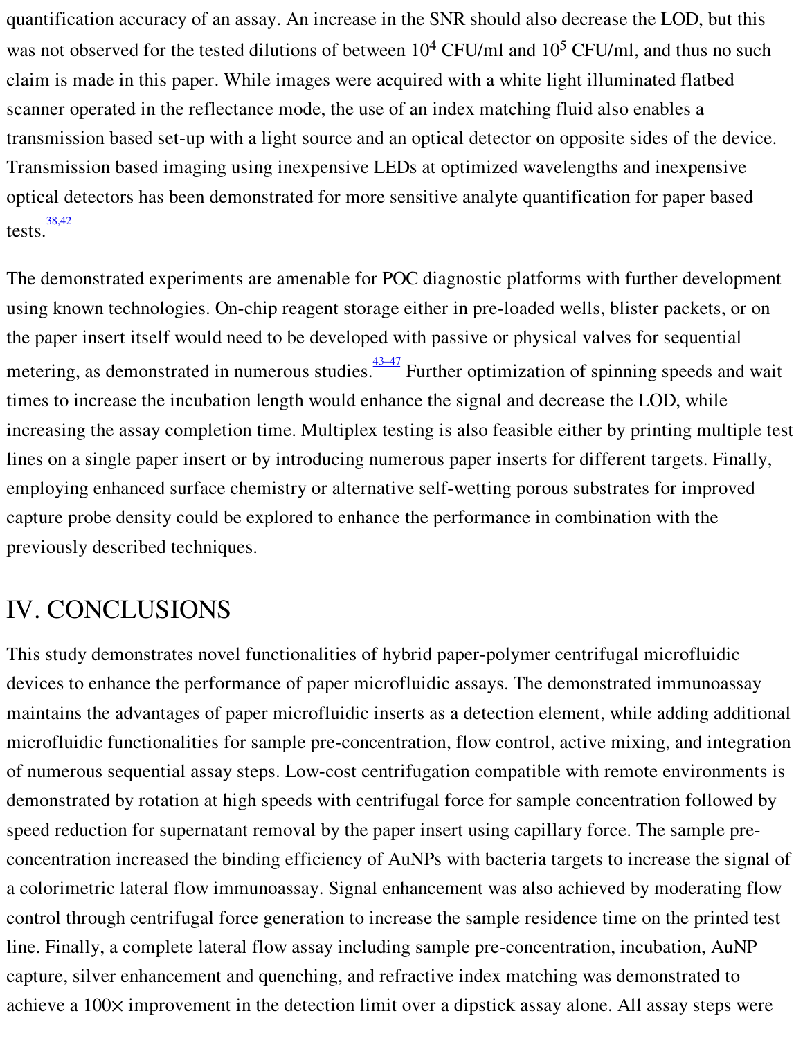quantification accuracy of an assay. An increase in the SNR should also decrease the LOD, but this was not observed for the tested dilutions of between $10^4$ CFU/ml and $10^5$ CFU/ml, and thus no such claim is made in this paper. While images were acquired with a white light illuminated flatbed scanner operated in the reflectance mode, the use of an index matching fluid also enables a transmission based set-up with a light source and an optical detector on opposite sides of the device. Transmission based imaging using inexpensive LEDs at optimized wavelengths and inexpensive optical detectors has been demonstrated for more sensitive analyte quantification for paper based tests.[38,42]

The demonstrated experiments are amenable for POC diagnostic platforms with further development using known technologies. On-chip reagent storage either in pre-loaded wells, blister packets, or on the paper insert itself would need to be developed with passive or physical valves for sequential metering, as demonstrated in numerous studies.[43–47] Further optimization of spinning speeds and wait times to increase the incubation length would enhance the signal and decrease the LOD, while increasing the assay completion time. Multiplex testing is also feasible either by printing multiple test lines on a single paper insert or by introducing numerous paper inserts for different targets. Finally, employing enhanced surface chemistry or alternative self-wetting porous substrates for improved capture probe density could be explored to enhance the performance in combination with the previously described techniques.

# IV. CONCLUSIONS

This study demonstrates novel functionalities of hybrid paper-polymer centrifugal microfluidic devices to enhance the performance of paper microfluidic assays. The demonstrated immunoassay maintains the advantages of paper microfluidic inserts as a detection element, while adding additional microfluidic functionalities for sample pre-concentration, flow control, active mixing, and integration of numerous sequential assay steps. Low-cost centrifugation compatible with remote environments is demonstrated by rotation at high speeds with centrifugal force for sample concentration followed by speed reduction for supernatant removal by the paper insert using capillary force. The sample pre-concentration increased the binding efficiency of AuNPs with bacteria targets to increase the signal of a colorimetric lateral flow immunoassay. Signal enhancement was also achieved by moderating flow control through centrifugal force generation to increase the sample residence time on the printed test line. Finally, a complete lateral flow assay including sample pre-concentration, incubation, AuNP capture, silver enhancement and quenching, and refractive index matching was demonstrated to achieve a 100× improvement in the detection limit over a dipstick assay alone. All assay steps were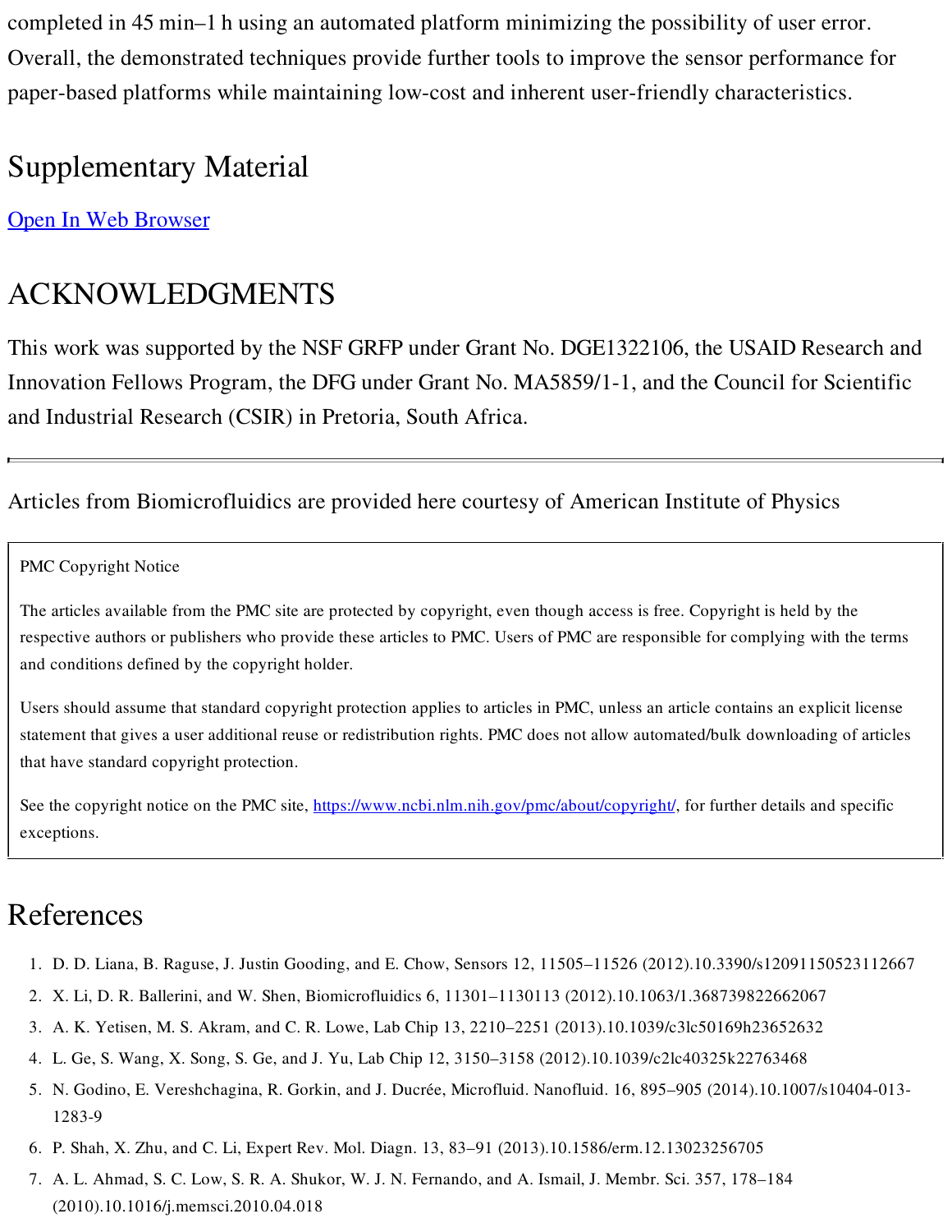completed in 45 min–1 h using an automated platform minimizing the possibility of user error. Overall, the demonstrated techniques provide further tools to improve the sensor performance for paper-based platforms while maintaining low-cost and inherent user-friendly characteristics.

## Supplementary Material

Open In Web Browser

## ACKNOWLEDGMENTS

This work was supported by the NSF GRFP under Grant No. DGE1322106, the USAID Research and Innovation Fellows Program, the DFG under Grant No. MA5859/1-1, and the Council for Scientific and Industrial Research (CSIR) in Pretoria, South Africa.

---

Articles from Biomicrofluidics are provided here courtesy of American Institute of Physics

PMC Copyright Notice

The articles available from the PMC site are protected by copyright, even though access is free. Copyright is held by the respective authors or publishers who provide these articles to PMC. Users of PMC are responsible for complying with the terms and conditions defined by the copyright holder.

Users should assume that standard copyright protection applies to articles in PMC, unless an article contains an explicit license statement that gives a user additional reuse or redistribution rights. PMC does not allow automated/bulk downloading of articles that have standard copyright protection.

See the copyright notice on the PMC site, https://www.ncbi.nlm.nih.gov/pmc/about/copyright/, for further details and specific exceptions.

## References

1. D. D. Liana, B. Raguse, J. Justin Gooding, and E. Chow, Sensors 12, 11505–11526 (2012).10.3390/s12091150523112667
2. X. Li, D. R. Ballerini, and W. Shen, Biomicrofluidics 6, 11301–1130113 (2012).10.1063/1.368739822662067
3. A. K. Yetisen, M. S. Akram, and C. R. Lowe, Lab Chip 13, 2210–2251 (2013).10.1039/c3lc50169h23652632
4. L. Ge, S. Wang, X. Song, S. Ge, and J. Yu, Lab Chip 12, 3150–3158 (2012).10.1039/c2lc40325k22763468
5. N. Godino, E. Vereshchagina, R. Gorkin, and J. Ducrée, Microfluid. Nanofluid. 16, 895–905 (2014).10.1007/s10404-013-1283-9
6. P. Shah, X. Zhu, and C. Li, Expert Rev. Mol. Diagn. 13, 83–91 (2013).10.1586/erm.12.13023256705
7. A. L. Ahmad, S. C. Low, S. R. A. Shukor, W. J. N. Fernando, and A. Ismail, J. Membr. Sci. 357, 178–184 (2010).10.1016/j.memsci.2010.04.018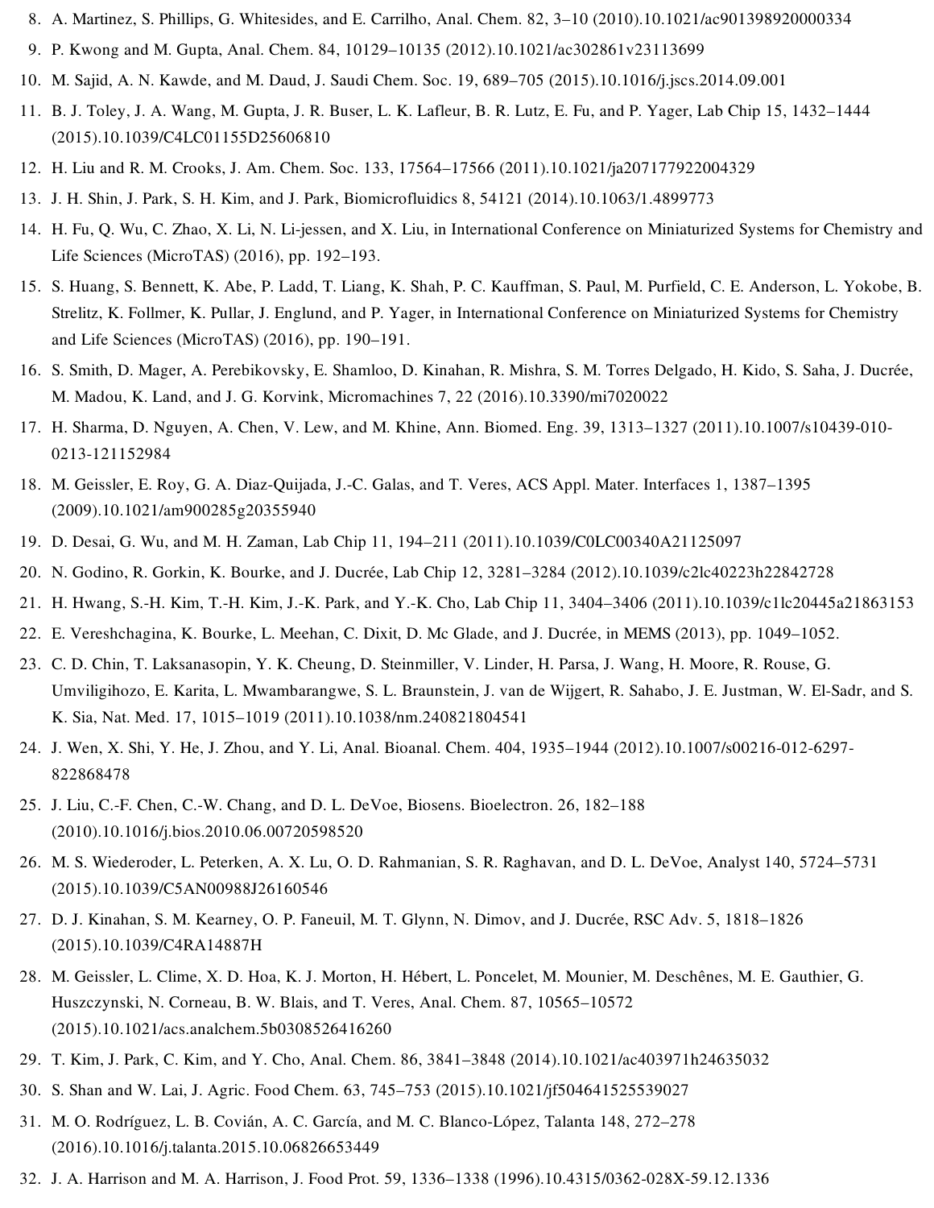8. A. Martinez, S. Phillips, G. Whitesides, and E. Carrilho, Anal. Chem. 82, 3–10 (2010).10.1021/ac901398920000334
9. P. Kwong and M. Gupta, Anal. Chem. 84, 10129–10135 (2012).10.1021/ac302861v23113699
10. M. Sajid, A. N. Kawde, and M. Daud, J. Saudi Chem. Soc. 19, 689–705 (2015).10.1016/j.jscs.2014.09.001
11. B. J. Toley, J. A. Wang, M. Gupta, J. R. Buser, L. K. Lafleur, B. R. Lutz, E. Fu, and P. Yager, Lab Chip 15, 1432–1444 (2015).10.1039/C4LC01155D25606810
12. H. Liu and R. M. Crooks, J. Am. Chem. Soc. 133, 17564–17566 (2011).10.1021/ja207177922004329
13. J. H. Shin, J. Park, S. H. Kim, and J. Park, Biomicrofluidics 8, 54121 (2014).10.1063/1.4899773
14. H. Fu, Q. Wu, C. Zhao, X. Li, N. Li-jessen, and X. Liu, in International Conference on Miniaturized Systems for Chemistry and Life Sciences (MicroTAS) (2016), pp. 192–193.
15. S. Huang, S. Bennett, K. Abe, P. Ladd, T. Liang, K. Shah, P. C. Kauffman, S. Paul, M. Purfield, C. E. Anderson, L. Yokobe, B. Strelitz, K. Follmer, K. Pullar, J. Englund, and P. Yager, in International Conference on Miniaturized Systems for Chemistry and Life Sciences (MicroTAS) (2016), pp. 190–191.
16. S. Smith, D. Mager, A. Perebikovsky, E. Shamloo, D. Kinahan, R. Mishra, S. M. Torres Delgado, H. Kido, S. Saha, J. Ducrée, M. Madou, K. Land, and J. G. Korvink, Micromachines 7, 22 (2016).10.3390/mi7020022
17. H. Sharma, D. Nguyen, A. Chen, V. Lew, and M. Khine, Ann. Biomed. Eng. 39, 1313–1327 (2011).10.1007/s10439-010-0213-121152984
18. M. Geissler, E. Roy, G. A. Diaz-Quijada, J.-C. Galas, and T. Veres, ACS Appl. Mater. Interfaces 1, 1387–1395 (2009).10.1021/am900285g20355940
19. D. Desai, G. Wu, and M. H. Zaman, Lab Chip 11, 194–211 (2011).10.1039/C0LC00340A21125097
20. N. Godino, R. Gorkin, K. Bourke, and J. Ducrée, Lab Chip 12, 3281–3284 (2012).10.1039/c2lc40223h22842728
21. H. Hwang, S.-H. Kim, T.-H. Kim, J.-K. Park, and Y.-K. Cho, Lab Chip 11, 3404–3406 (2011).10.1039/c1lc20445a21863153
22. E. Vereshchagina, K. Bourke, L. Meehan, C. Dixit, D. Mc Glade, and J. Ducrée, in MEMS (2013), pp. 1049–1052.
23. C. D. Chin, T. Laksanasopin, Y. K. Cheung, D. Steinmiller, V. Linder, H. Parsa, J. Wang, H. Moore, R. Rouse, G. Umviligihozo, E. Karita, L. Mwambarangwe, S. L. Braunstein, J. van de Wijgert, R. Sahabo, J. E. Justman, W. El-Sadr, and S. K. Sia, Nat. Med. 17, 1015–1019 (2011).10.1038/nm.240821804541
24. J. Wen, X. Shi, Y. He, J. Zhou, and Y. Li, Anal. Bioanal. Chem. 404, 1935–1944 (2012).10.1007/s00216-012-6297-822868478
25. J. Liu, C.-F. Chen, C.-W. Chang, and D. L. DeVoe, Biosens. Bioelectron. 26, 182–188 (2010).10.1016/j.bios.2010.06.00720598520
26. M. S. Wiederoder, L. Peterken, A. X. Lu, O. D. Rahmanian, S. R. Raghavan, and D. L. DeVoe, Analyst 140, 5724–5731 (2015).10.1039/C5AN00988J26160546
27. D. J. Kinahan, S. M. Kearney, O. P. Faneuil, M. T. Glynn, N. Dimov, and J. Ducrée, RSC Adv. 5, 1818–1826 (2015).10.1039/C4RA14887H
28. M. Geissler, L. Clime, X. D. Hoa, K. J. Morton, H. Hébert, L. Poncelet, M. Mounier, M. Deschênes, M. E. Gauthier, G. Huszczynski, N. Corneau, B. W. Blais, and T. Veres, Anal. Chem. 87, 10565–10572 (2015).10.1021/acs.analchem.5b0308526416260
29. T. Kim, J. Park, C. Kim, and Y. Cho, Anal. Chem. 86, 3841–3848 (2014).10.1021/ac403971h24635032
30. S. Shan and W. Lai, J. Agric. Food Chem. 63, 745–753 (2015).10.1021/jf504641525539027
31. M. O. Rodríguez, L. B. Covián, A. C. García, and M. C. Blanco-López, Talanta 148, 272–278 (2016).10.1016/j.talanta.2015.10.06826653449
32. J. A. Harrison and M. A. Harrison, J. Food Prot. 59, 1336–1338 (1996).10.4315/0362-028X-59.12.1336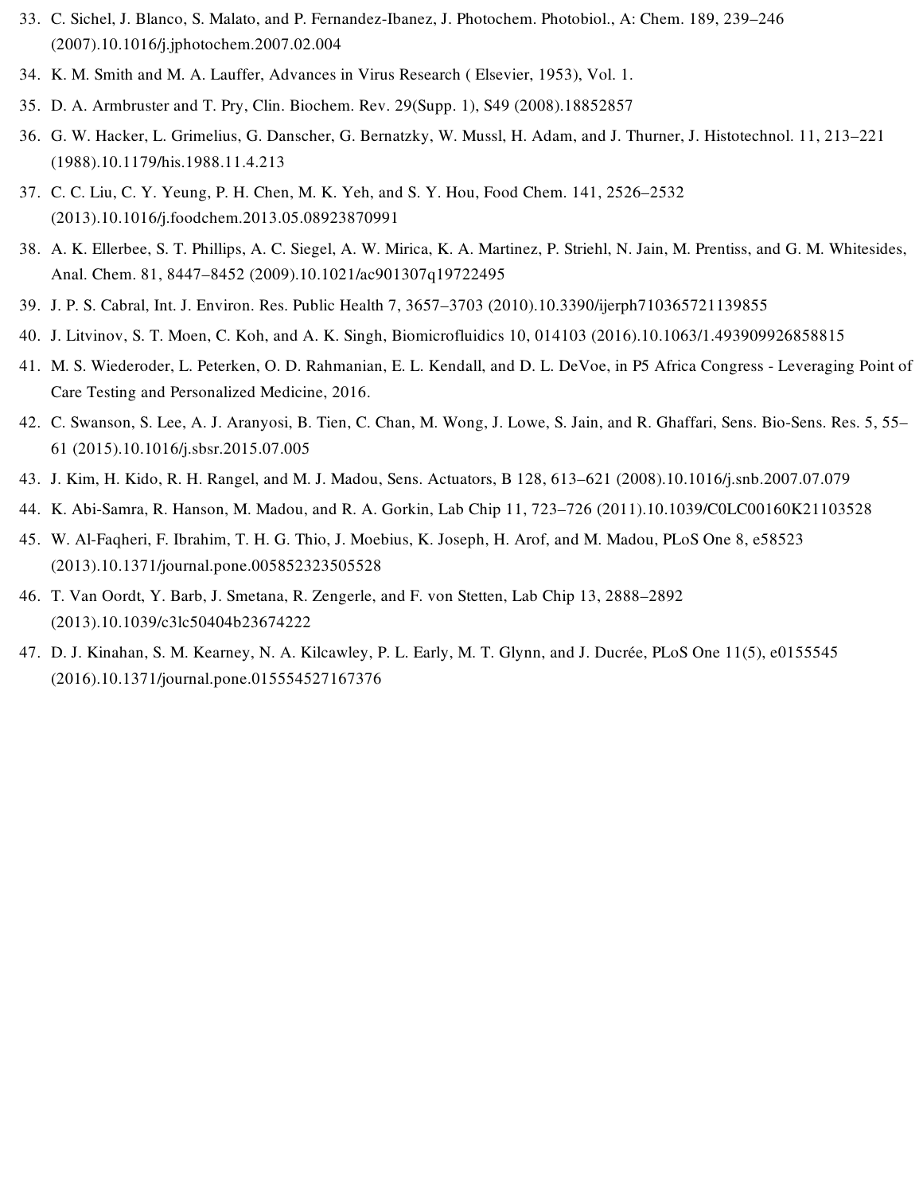33. C. Sichel, J. Blanco, S. Malato, and P. Fernandez-Ibanez, J. Photochem. Photobiol., A: Chem. 189, 239–246 (2007).10.1016/j.jphotochem.2007.02.004
34. K. M. Smith and M. A. Lauffer, Advances in Virus Research ( Elsevier, 1953), Vol. 1.
35. D. A. Armbruster and T. Pry, Clin. Biochem. Rev. 29(Supp. 1), S49 (2008).18852857
36. G. W. Hacker, L. Grimelius, G. Danscher, G. Bernatzky, W. Mussl, H. Adam, and J. Thurner, J. Histotechnol. 11, 213–221 (1988).10.1179/his.1988.11.4.213
37. C. C. Liu, C. Y. Yeung, P. H. Chen, M. K. Yeh, and S. Y. Hou, Food Chem. 141, 2526–2532 (2013).10.1016/j.foodchem.2013.05.08923870991
38. A. K. Ellerbee, S. T. Phillips, A. C. Siegel, A. W. Mirica, K. A. Martinez, P. Striehl, N. Jain, M. Prentiss, and G. M. Whitesides, Anal. Chem. 81, 8447–8452 (2009).10.1021/ac901307q19722495
39. J. P. S. Cabral, Int. J. Environ. Res. Public Health 7, 3657–3703 (2010).10.3390/ijerph710365721139855
40. J. Litvinov, S. T. Moen, C. Koh, and A. K. Singh, Biomicrofluidics 10, 014103 (2016).10.1063/1.493909926858815
41. M. S. Wiederoder, L. Peterken, O. D. Rahmanian, E. L. Kendall, and D. L. DeVoe, in P5 Africa Congress - Leveraging Point of Care Testing and Personalized Medicine, 2016.
42. C. Swanson, S. Lee, A. J. Aranyosi, B. Tien, C. Chan, M. Wong, J. Lowe, S. Jain, and R. Ghaffari, Sens. Bio-Sens. Res. 5, 55–61 (2015).10.1016/j.sbsr.2015.07.005
43. J. Kim, H. Kido, R. H. Rangel, and M. J. Madou, Sens. Actuators, B 128, 613–621 (2008).10.1016/j.snb.2007.07.079
44. K. Abi-Samra, R. Hanson, M. Madou, and R. A. Gorkin, Lab Chip 11, 723–726 (2011).10.1039/C0LC00160K21103528
45. W. Al-Faqheri, F. Ibrahim, T. H. G. Thio, J. Moebius, K. Joseph, H. Arof, and M. Madou, PLoS One 8, e58523 (2013).10.1371/journal.pone.005852323505528
46. T. Van Oordt, Y. Barb, J. Smetana, R. Zengerle, and F. von Stetten, Lab Chip 13, 2888–2892 (2013).10.1039/c3lc50404b23674222
47. D. J. Kinahan, S. M. Kearney, N. A. Kilcawley, P. L. Early, M. T. Glynn, and J. Ducrée, PLoS One 11(5), e0155545 (2016).10.1371/journal.pone.015554527167376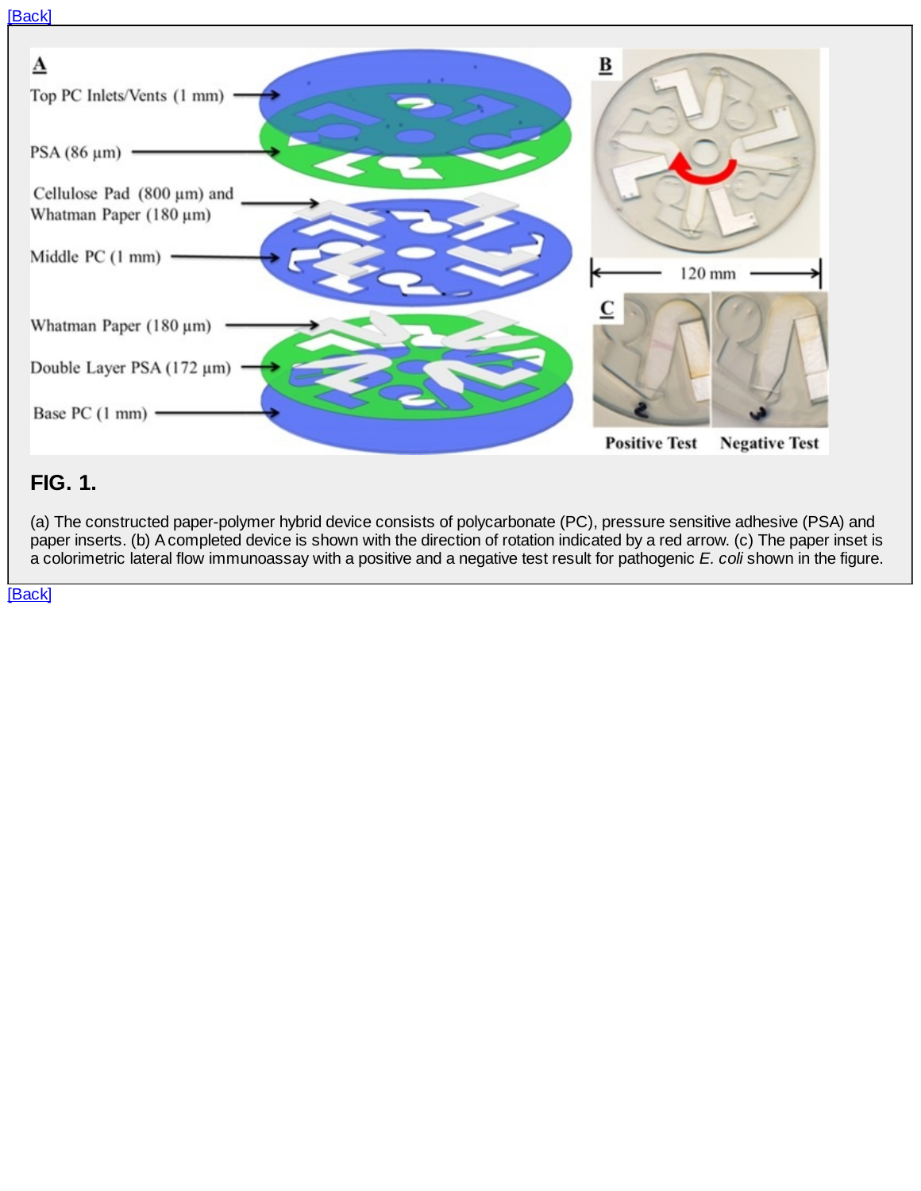[Back]

**FIG. 1.**

(a) The constructed paper-polymer hybrid device consists of polycarbonate (PC), pressure sensitive adhesive (PSA) and paper inserts. (b) A completed device is shown with the direction of rotation indicated by a red arrow. (c) The paper inset is a colorimetric lateral flow immunoassay with a positive and a negative test result for pathogenic *E. coli* shown in the figure.

[Back]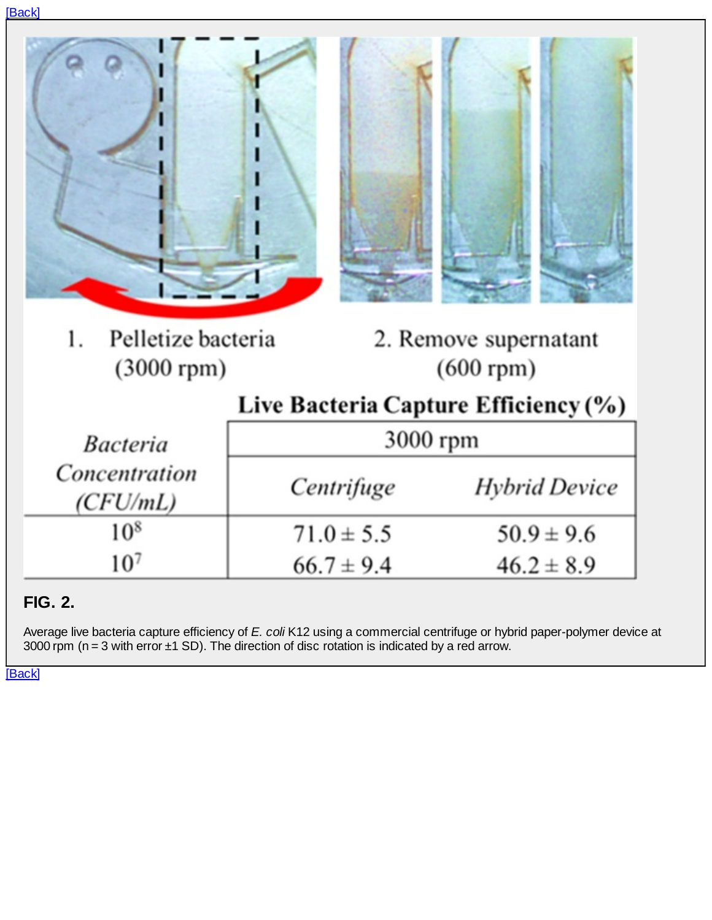[Back]

1. Pelletize bacteria (3000 rpm)

2. Remove supernatant (600 rpm)

**Live Bacteria Capture Efficiency (%)**

| *Bacteria Concentration (CFU/mL)* | 3000 rpm | |
|---|---|---|
| | *Centrifuge* | *Hybrid Device* |
| $10^8$ | 71.0 ± 5.5 | 50.9 ± 9.6 |
| $10^7$ | 66.7 ± 9.4 | 46.2 ± 8.9 |

**FIG. 2.**

Average live bacteria capture efficiency of *E. coli* K12 using a commercial centrifuge or hybrid paper-polymer device at 3000 rpm (n = 3 with error ±1 SD). The direction of disc rotation is indicated by a red arrow.

[Back]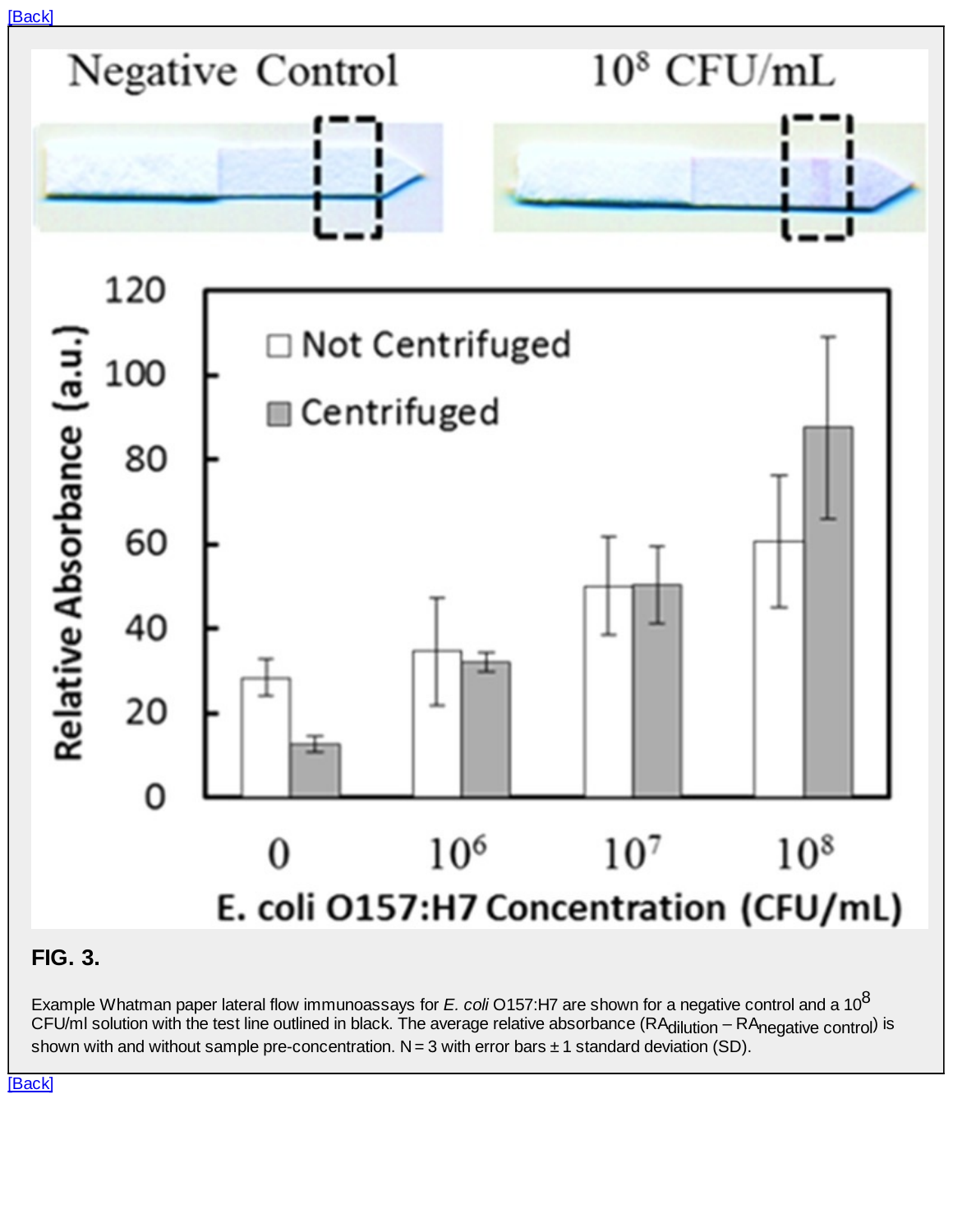[Back]

**FIG. 3.**

Example Whatman paper lateral flow immunoassays for *E. coli* O157:H7 are shown for a negative control and a $10^8$ CFU/ml solution with the test line outlined in black. The average relative absorbance ($RA_{dilution} - RA_{negative\ control}$) is shown with and without sample pre-concentration. N = 3 with error bars ± 1 standard deviation (SD).

[Back]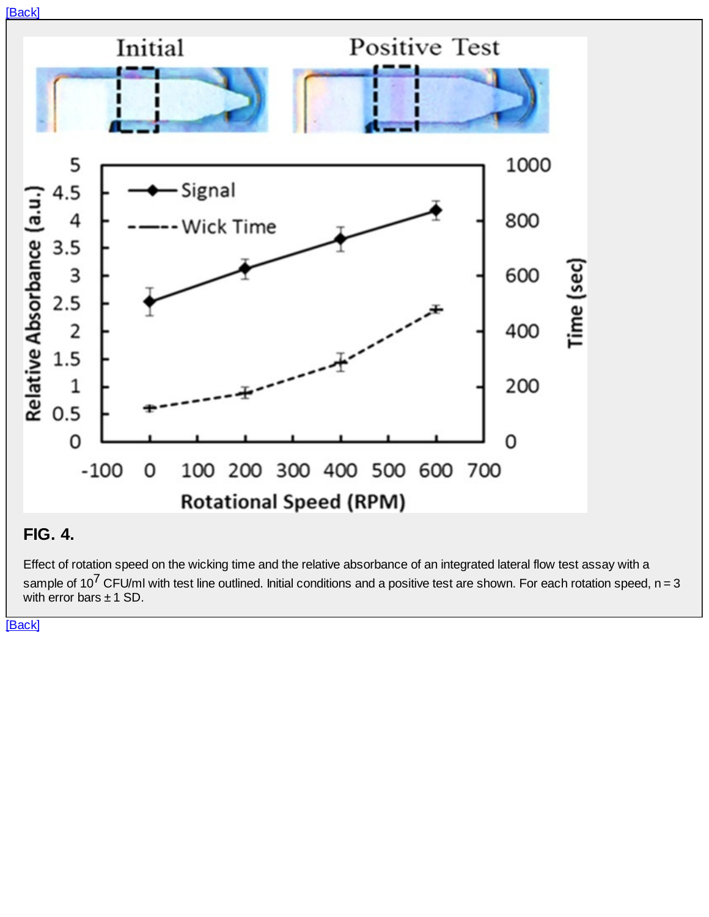[Back]

**FIG. 4.**

Effect of rotation speed on the wicking time and the relative absorbance of an integrated lateral flow test assay with a sample of $10^7$ CFU/ml with test line outlined. Initial conditions and a positive test are shown. For each rotation speed, n = 3 with error bars ± 1 SD.

[Back]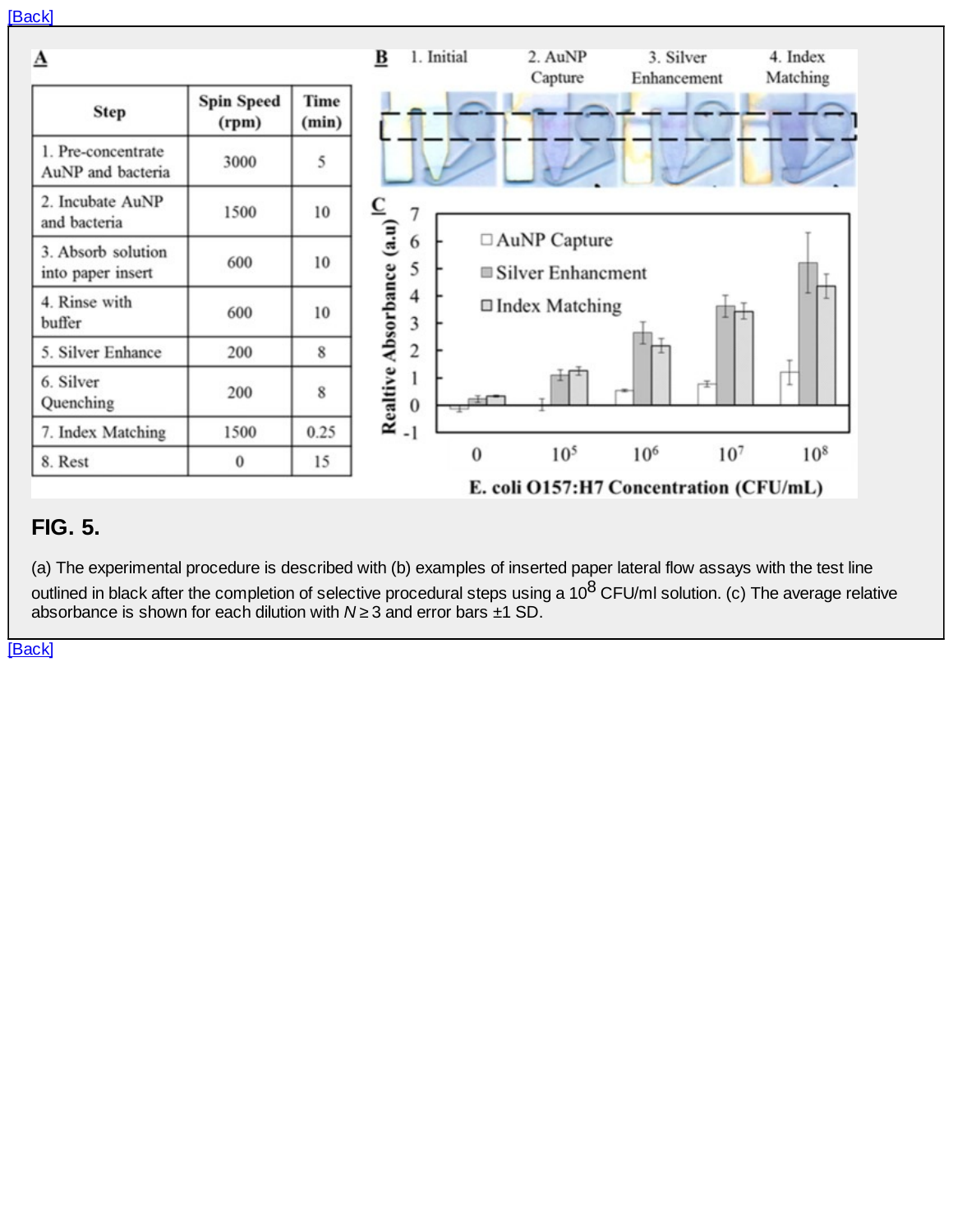[Back]

A

| Step | Spin Speed (rpm) | Time (min) |
|---|---|---|
| 1. Pre-concentrate AuNP and bacteria | 3000 | 5 |
| 2. Incubate AuNP and bacteria | 1500 | 10 |
| 3. Absorb solution into paper insert | 600 | 10 |
| 4. Rinse with buffer | 600 | 10 |
| 5. Silver Enhance | 200 | 8 |
| 6. Silver Quenching | 200 | 8 |
| 7. Index Matching | 1500 | 0.25 |
| 8. Rest | 0 | 15 |

B

1. Initial
2. AuNP Capture
3. Silver Enhancement
4. Index Matching

C

Realtive Absorbance (a.u)

7
6
5
4
3
2
1
0
-1

AuNP Capture
Silver Enhancment
Index Matching

0
$10^5$
$10^6$
$10^7$
$10^8$

E. coli O157:H7 Concentration (CFU/mL)

**FIG. 5.**

(a) The experimental procedure is described with (b) examples of inserted paper lateral flow assays with the test line outlined in black after the completion of selective procedural steps using a $10^8$ CFU/ml solution. (c) The average relative absorbance is shown for each dilution with $N \geq 3$ and error bars ±1 SD.

[Back]